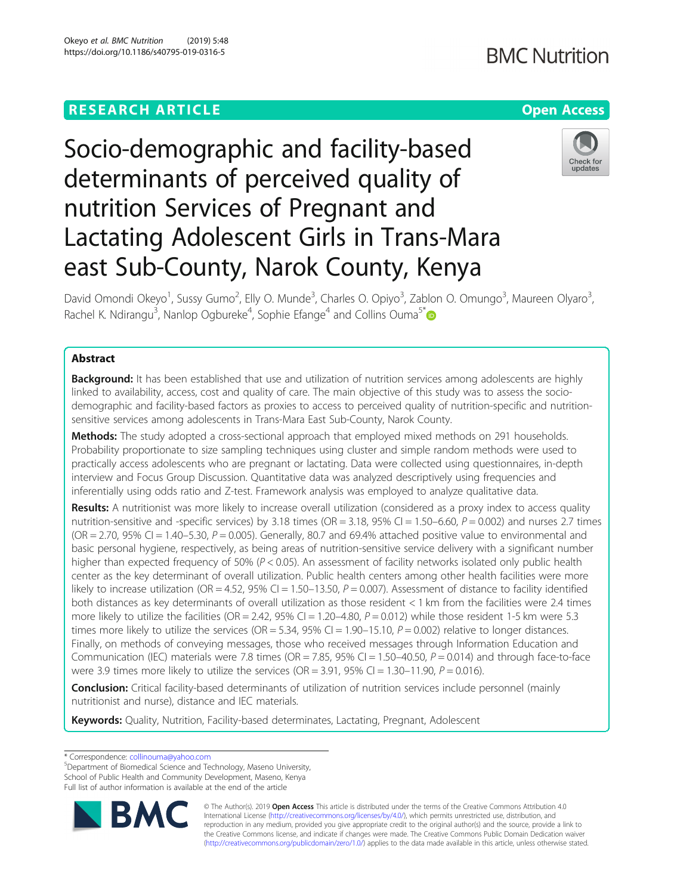RESEARCH ARTICLE

Open Access

# Socio-demographic and facility-based determinants of perceived quality of nutrition Services of Pregnant and Lactating Adolescent Girls in Trans-Mara east Sub-County, Narok County, Kenya

David Omondi Okeyo[1], Sussy Gumo[2], Elly O. Munde[3], Charles O. Opiyo[3], Zablon O. Omungo[3], Maureen Olyaro[3], Rachel K. Ndirangu[3], Nanlop Ogbureke[4], Sophie Efange[4] and Collins Ouma[5*]

## Abstract

**Background:** It has been established that use and utilization of nutrition services among adolescents are highly linked to availability, access, cost and quality of care. The main objective of this study was to assess the socio-demographic and facility-based factors as proxies to access to perceived quality of nutrition-specific and nutrition-sensitive services among adolescents in Trans-Mara East Sub-County, Narok County.

**Methods:** The study adopted a cross-sectional approach that employed mixed methods on 291 households. Probability proportionate to size sampling techniques using cluster and simple random methods were used to practically access adolescents who are pregnant or lactating. Data were collected using questionnaires, in-depth interview and Focus Group Discussion. Quantitative data was analyzed descriptively using frequencies and inferentially using odds ratio and Z-test. Framework analysis was employed to analyze qualitative data.

**Results:** A nutritionist was more likely to increase overall utilization (considered as a proxy index to access quality nutrition-sensitive and -specific services) by 3.18 times (OR = 3.18, 95% CI = 1.50–6.60, $P = 0.002$) and nurses 2.7 times (OR = 2.70, 95% CI = 1.40–5.30, $P = 0.005$). Generally, 80.7 and 69.4% attached positive value to environmental and basic personal hygiene, respectively, as being areas of nutrition-sensitive service delivery with a significant number higher than expected frequency of 50% ($P < 0.05$). An assessment of facility networks isolated only public health center as the key determinant of overall utilization. Public health centers among other health facilities were more likely to increase utilization (OR = 4.52, 95% CI = 1.50–13.50, $P = 0.007$). Assessment of distance to facility identified both distances as key determinants of overall utilization as those resident < 1 km from the facilities were 2.4 times more likely to utilize the facilities (OR = 2.42, 95% CI = 1.20–4.80, $P = 0.012$) while those resident 1-5 km were 5.3 times more likely to utilize the services (OR = 5.34, 95% CI = 1.90–15.10, $P = 0.002$) relative to longer distances. Finally, on methods of conveying messages, those who received messages through Information Education and Communication (IEC) materials were 7.8 times (OR = 7.85, 95% CI = 1.50–40.50, $P = 0.014$) and through face-to-face were 3.9 times more likely to utilize the services (OR = 3.91, 95% CI = 1.30–11.90, $P = 0.016$).

**Conclusion:** Critical facility-based determinants of utilization of nutrition services include personnel (mainly nutritionist and nurse), distance and IEC materials.

**Keywords:** Quality, Nutrition, Facility-based determinates, Lactating, Pregnant, Adolescent

\* Correspondence: collinouma@yahoo.com
[5]Department of Biomedical Science and Technology, Maseno University, School of Public Health and Community Development, Maseno, Kenya
Full list of author information is available at the end of the article

© The Author(s). 2019 **Open Access** This article is distributed under the terms of the Creative Commons Attribution 4.0 International License (http://creativecommons.org/licenses/by/4.0/), which permits unrestricted use, distribution, and reproduction in any medium, provided you give appropriate credit to the original author(s) and the source, provide a link to the Creative Commons license, and indicate if changes were made. The Creative Commons Public Domain Dedication waiver (http://creativecommons.org/publicdomain/zero/1.0/) applies to the data made available in this article, unless otherwise stated.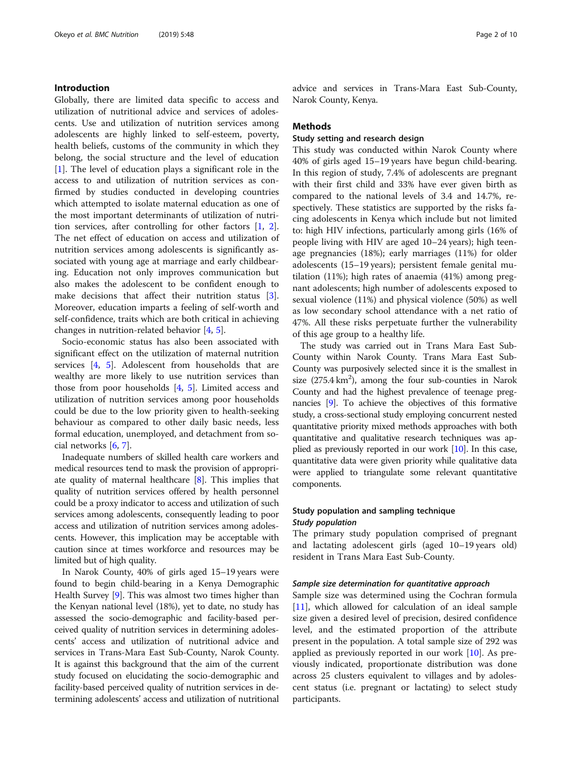## Introduction

Globally, there are limited data specific to access and utilization of nutritional advice and services of adolescents. Use and utilization of nutrition services among adolescents are highly linked to self-esteem, poverty, health beliefs, customs of the community in which they belong, the social structure and the level of education [1]. The level of education plays a significant role in the access to and utilization of nutrition services as confirmed by studies conducted in developing countries which attempted to isolate maternal education as one of the most important determinants of utilization of nutrition services, after controlling for other factors [1, 2]. The net effect of education on access and utilization of nutrition services among adolescents is significantly associated with young age at marriage and early childbearing. Education not only improves communication but also makes the adolescent to be confident enough to make decisions that affect their nutrition status [3]. Moreover, education imparts a feeling of self-worth and self-confidence, traits which are both critical in achieving changes in nutrition-related behavior [4, 5].

Socio-economic status has also been associated with significant effect on the utilization of maternal nutrition services [4, 5]. Adolescent from households that are wealthy are more likely to use nutrition services than those from poor households [4, 5]. Limited access and utilization of nutrition services among poor households could be due to the low priority given to health-seeking behaviour as compared to other daily basic needs, less formal education, unemployed, and detachment from social networks [6, 7].

Inadequate numbers of skilled health care workers and medical resources tend to mask the provision of appropriate quality of maternal healthcare [8]. This implies that quality of nutrition services offered by health personnel could be a proxy indicator to access and utilization of such services among adolescents, consequently leading to poor access and utilization of nutrition services among adolescents. However, this implication may be acceptable with caution since at times workforce and resources may be limited but of high quality.

In Narok County, 40% of girls aged 15–19 years were found to begin child-bearing in a Kenya Demographic Health Survey [9]. This was almost two times higher than the Kenyan national level (18%), yet to date, no study has assessed the socio-demographic and facility-based perceived quality of nutrition services in determining adolescents' access and utilization of nutritional advice and services in Trans-Mara East Sub-County, Narok County. It is against this background that the aim of the current study focused on elucidating the socio-demographic and facility-based perceived quality of nutrition services in determining adolescents' access and utilization of nutritional advice and services in Trans-Mara East Sub-County, Narok County, Kenya.

## Methods

### Study setting and research design

This study was conducted within Narok County where 40% of girls aged 15–19 years have begun child-bearing. In this region of study, 7.4% of adolescents are pregnant with their first child and 33% have ever given birth as compared to the national levels of 3.4 and 14.7%, respectively. These statistics are supported by the risks facing adolescents in Kenya which include but not limited to: high HIV infections, particularly among girls (16% of people living with HIV are aged 10–24 years); high teenage pregnancies (18%); early marriages (11%) for older adolescents (15–19 years); persistent female genital mutilation (11%); high rates of anaemia (41%) among pregnant adolescents; high number of adolescents exposed to sexual violence (11%) and physical violence (50%) as well as low secondary school attendance with a net ratio of 47%. All these risks perpetuate further the vulnerability of this age group to a healthy life.

The study was carried out in Trans Mara East Sub-County within Narok County. Trans Mara East Sub-County was purposively selected since it is the smallest in size (275.4 km$^2$), among the four sub-counties in Narok County and had the highest prevalence of teenage pregnancies [9]. To achieve the objectives of this formative study, a cross-sectional study employing concurrent nested quantitative priority mixed methods approaches with both quantitative and qualitative research techniques was applied as previously reported in our work [10]. In this case, quantitative data were given priority while qualitative data were applied to triangulate some relevant quantitative components.

### Study population and sampling technique

#### *Study population*

The primary study population comprised of pregnant and lactating adolescent girls (aged 10–19 years old) resident in Trans Mara East Sub-County.

#### *Sample size determination for quantitative approach*

Sample size was determined using the Cochran formula [11], which allowed for calculation of an ideal sample size given a desired level of precision, desired confidence level, and the estimated proportion of the attribute present in the population. A total sample size of 292 was applied as previously reported in our work [10]. As previously indicated, proportionate distribution was done across 25 clusters equivalent to villages and by adolescent status (i.e. pregnant or lactating) to select study participants.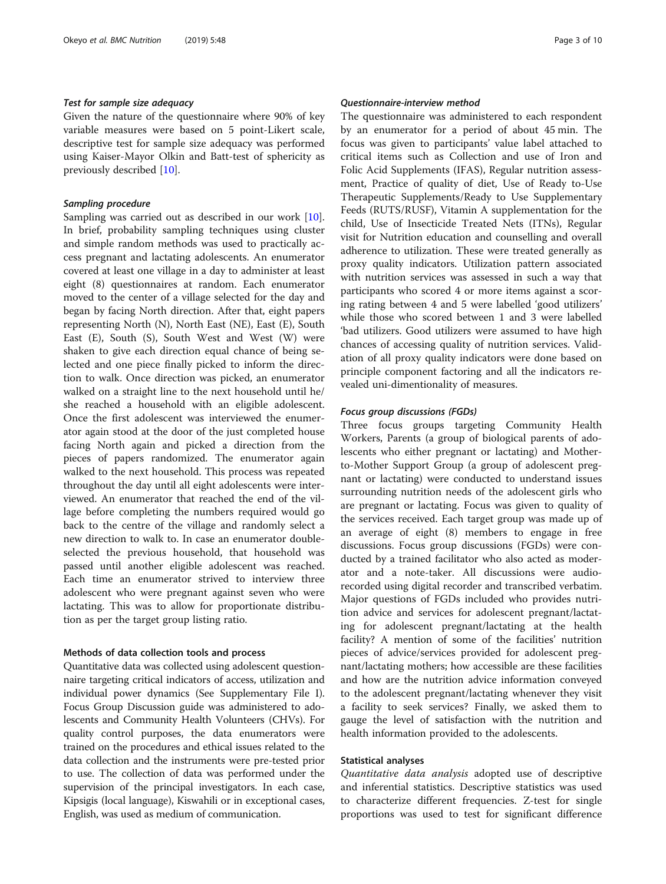#### *Test for sample size adequacy*

Given the nature of the questionnaire where 90% of key variable measures were based on 5 point-Likert scale, descriptive test for sample size adequacy was performed using Kaiser-Mayor Olkin and Batt-test of sphericity as previously described [10].

#### *Sampling procedure*

Sampling was carried out as described in our work [10]. In brief, probability sampling techniques using cluster and simple random methods was used to practically access pregnant and lactating adolescents. An enumerator covered at least one village in a day to administer at least eight (8) questionnaires at random. Each enumerator moved to the center of a village selected for the day and began by facing North direction. After that, eight papers representing North (N), North East (NE), East (E), South East (E), South (S), South West and West (W) were shaken to give each direction equal chance of being selected and one piece finally picked to inform the direction to walk. Once direction was picked, an enumerator walked on a straight line to the next household until he/she reached a household with an eligible adolescent. Once the first adolescent was interviewed the enumerator again stood at the door of the just completed house facing North again and picked a direction from the pieces of papers randomized. The enumerator again walked to the next household. This process was repeated throughout the day until all eight adolescents were interviewed. An enumerator that reached the end of the village before completing the numbers required would go back to the centre of the village and randomly select a new direction to walk to. In case an enumerator double-selected the previous household, that household was passed until another eligible adolescent was reached. Each time an enumerator strived to interview three adolescent who were pregnant against seven who were lactating. This was to allow for proportionate distribution as per the target group listing ratio.

### Methods of data collection tools and process

Quantitative data was collected using adolescent questionnaire targeting critical indicators of access, utilization and individual power dynamics (See Supplementary File I). Focus Group Discussion guide was administered to adolescents and Community Health Volunteers (CHVs). For quality control purposes, the data enumerators were trained on the procedures and ethical issues related to the data collection and the instruments were pre-tested prior to use. The collection of data was performed under the supervision of the principal investigators. In each case, Kipsigis (local language), Kiswahili or in exceptional cases, English, was used as medium of communication.

#### *Questionnaire-interview method*

The questionnaire was administered to each respondent by an enumerator for a period of about 45 min. The focus was given to participants' value label attached to critical items such as Collection and use of Iron and Folic Acid Supplements (IFAS), Regular nutrition assessment, Practice of quality of diet, Use of Ready to-Use Therapeutic Supplements/Ready to Use Supplementary Feeds (RUTS/RUSF), Vitamin A supplementation for the child, Use of Insecticide Treated Nets (ITNs), Regular visit for Nutrition education and counselling and overall adherence to utilization. These were treated generally as proxy quality indicators. Utilization pattern associated with nutrition services was assessed in such a way that participants who scored 4 or more items against a scoring rating between 4 and 5 were labelled 'good utilizers' while those who scored between 1 and 3 were labelled 'bad utilizers. Good utilizers were assumed to have high chances of accessing quality of nutrition services. Validation of all proxy quality indicators were done based on principle component factoring and all the indicators revealed uni-dimentionality of measures.

#### *Focus group discussions (FGDs)*

Three focus groups targeting Community Health Workers, Parents (a group of biological parents of adolescents who either pregnant or lactating) and Mother-to-Mother Support Group (a group of adolescent pregnant or lactating) were conducted to understand issues surrounding nutrition needs of the adolescent girls who are pregnant or lactating. Focus was given to quality of the services received. Each target group was made up of an average of eight (8) members to engage in free discussions. Focus group discussions (FGDs) were conducted by a trained facilitator who also acted as moderator and a note-taker. All discussions were audio-recorded using digital recorder and transcribed verbatim. Major questions of FGDs included who provides nutrition advice and services for adolescent pregnant/lactating for adolescent pregnant/lactating at the health facility? A mention of some of the facilities' nutrition pieces of advice/services provided for adolescent pregnant/lactating mothers; how accessible are these facilities and how are the nutrition advice information conveyed to the adolescent pregnant/lactating whenever they visit a facility to seek services? Finally, we asked them to gauge the level of satisfaction with the nutrition and health information provided to the adolescents.

### Statistical analyses

*Quantitative data analysis* adopted use of descriptive and inferential statistics. Descriptive statistics was used to characterize different frequencies. Z-test for single proportions was used to test for significant difference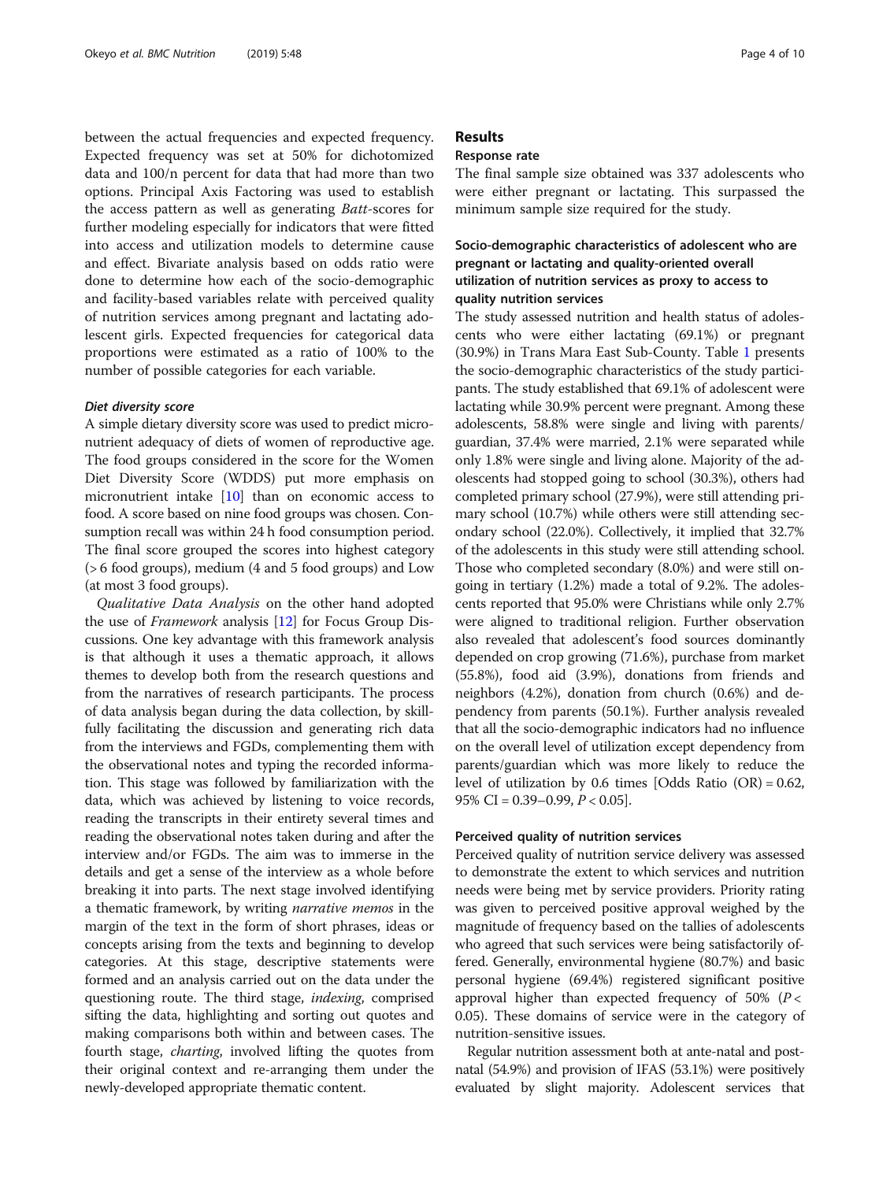between the actual frequencies and expected frequency. Expected frequency was set at 50% for dichotomized data and 100/n percent for data that had more than two options. Principal Axis Factoring was used to establish the access pattern as well as generating *Batt*-scores for further modeling especially for indicators that were fitted into access and utilization models to determine cause and effect. Bivariate analysis based on odds ratio were done to determine how each of the socio-demographic and facility-based variables relate with perceived quality of nutrition services among pregnant and lactating adolescent girls. Expected frequencies for categorical data proportions were estimated as a ratio of 100% to the number of possible categories for each variable.

#### *Diet diversity score*

A simple dietary diversity score was used to predict micronutrient adequacy of diets of women of reproductive age. The food groups considered in the score for the Women Diet Diversity Score (WDDS) put more emphasis on micronutrient intake [10] than on economic access to food. A score based on nine food groups was chosen. Consumption recall was within 24 h food consumption period. The final score grouped the scores into highest category (> 6 food groups), medium (4 and 5 food groups) and Low (at most 3 food groups).

*Qualitative Data Analysis* on the other hand adopted the use of *Framework* analysis [12] for Focus Group Discussions. One key advantage with this framework analysis is that although it uses a thematic approach, it allows themes to develop both from the research questions and from the narratives of research participants. The process of data analysis began during the data collection, by skillfully facilitating the discussion and generating rich data from the interviews and FGDs, complementing them with the observational notes and typing the recorded information. This stage was followed by familiarization with the data, which was achieved by listening to voice records, reading the transcripts in their entirety several times and reading the observational notes taken during and after the interview and/or FGDs. The aim was to immerse in the details and get a sense of the interview as a whole before breaking it into parts. The next stage involved identifying a thematic framework, by writing *narrative memos* in the margin of the text in the form of short phrases, ideas or concepts arising from the texts and beginning to develop categories. At this stage, descriptive statements were formed and an analysis carried out on the data under the questioning route. The third stage, *indexing*, comprised sifting the data, highlighting and sorting out quotes and making comparisons both within and between cases. The fourth stage, *charting*, involved lifting the quotes from their original context and re-arranging them under the newly-developed appropriate thematic content.

## Results

### Response rate

The final sample size obtained was 337 adolescents who were either pregnant or lactating. This surpassed the minimum sample size required for the study.

### Socio-demographic characteristics of adolescent who are pregnant or lactating and quality-oriented overall utilization of nutrition services as proxy to access to quality nutrition services

The study assessed nutrition and health status of adolescents who were either lactating (69.1%) or pregnant (30.9%) in Trans Mara East Sub-County. Table 1 presents the socio-demographic characteristics of the study participants. The study established that 69.1% of adolescent were lactating while 30.9% percent were pregnant. Among these adolescents, 58.8% were single and living with parents/ guardian, 37.4% were married, 2.1% were separated while only 1.8% were single and living alone. Majority of the adolescents had stopped going to school (30.3%), others had completed primary school (27.9%), were still attending primary school (10.7%) while others were still attending secondary school (22.0%). Collectively, it implied that 32.7% of the adolescents in this study were still attending school. Those who completed secondary (8.0%) and were still ongoing in tertiary (1.2%) made a total of 9.2%. The adolescents reported that 95.0% were Christians while only 2.7% were aligned to traditional religion. Further observation also revealed that adolescent's food sources dominantly depended on crop growing (71.6%), purchase from market (55.8%), food aid (3.9%), donations from friends and neighbors (4.2%), donation from church (0.6%) and dependency from parents (50.1%). Further analysis revealed that all the socio-demographic indicators had no influence on the overall level of utilization except dependency from parents/guardian which was more likely to reduce the level of utilization by 0.6 times [Odds Ratio (OR) = 0.62, 95% CI = 0.39–0.99, $P < 0.05$].

### Perceived quality of nutrition services

Perceived quality of nutrition service delivery was assessed to demonstrate the extent to which services and nutrition needs were being met by service providers. Priority rating was given to perceived positive approval weighed by the magnitude of frequency based on the tallies of adolescents who agreed that such services were being satisfactorily offered. Generally, environmental hygiene (80.7%) and basic personal hygiene (69.4%) registered significant positive approval higher than expected frequency of 50% ($P < 0.05$). These domains of service were in the category of nutrition-sensitive issues.

Regular nutrition assessment both at ante-natal and post-natal (54.9%) and provision of IFAS (53.1%) were positively evaluated by slight majority. Adolescent services that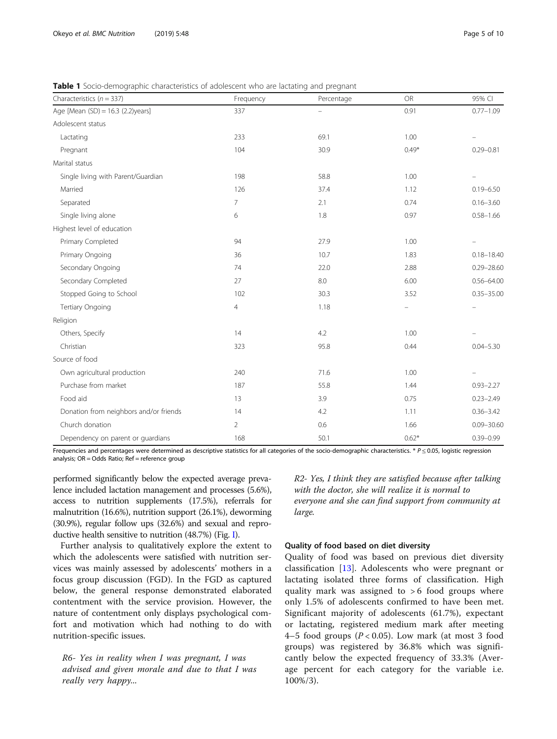**Table 1** Socio-demographic characteristics of adolescent who are lactating and pregnant

| Characteristics ($n = 337$) | Frequency | Percentage | OR | 95% CI |
|---|---|---|---|---|
| Age [Mean (SD) = 16.3 (2.2)years] | 337 | – | 0.91 | 0.77–1.09 |
| Adolescent status | | | | |
| Lactating | 233 | 69.1 | 1.00 | – |
| Pregnant | 104 | 30.9 | 0.49* | 0.29–0.81 |
| Marital status | | | | |
| Single living with Parent/Guardian | 198 | 58.8 | 1.00 | – |
| Married | 126 | 37.4 | 1.12 | 0.19–6.50 |
| Separated | 7 | 2.1 | 0.74 | 0.16–3.60 |
| Single living alone | 6 | 1.8 | 0.97 | 0.58–1.66 |
| Highest level of education | | | | |
| Primary Completed | 94 | 27.9 | 1.00 | – |
| Primary Ongoing | 36 | 10.7 | 1.83 | 0.18–18.40 |
| Secondary Ongoing | 74 | 22.0 | 2.88 | 0.29–28.60 |
| Secondary Completed | 27 | 8.0 | 6.00 | 0.56–64.00 |
| Stopped Going to School | 102 | 30.3 | 3.52 | 0.35–35.00 |
| Tertiary Ongoing | 4 | 1.18 | – | – |
| Religion | | | | |
| Others, Specify | 14 | 4.2 | 1.00 | – |
| Christian | 323 | 95.8 | 0.44 | 0.04–5.30 |
| Source of food | | | | |
| Own agricultural production | 240 | 71.6 | 1.00 | – |
| Purchase from market | 187 | 55.8 | 1.44 | 0.93–2.27 |
| Food aid | 13 | 3.9 | 0.75 | 0.23–2.49 |
| Donation from neighbors and/or friends | 14 | 4.2 | 1.11 | 0.36–3.42 |
| Church donation | 2 | 0.6 | 1.66 | 0.09–30.60 |
| Dependency on parent or guardians | 168 | 50.1 | 0.62* | 0.39–0.99 |

Frequencies and percentages were determined as descriptive statistics for all categories of the socio-demographic characteristics. * $P \leq 0.05$, logistic regression analysis; OR = Odds Ratio; Ref = reference group

performed significantly below the expected average prevalence included lactation management and processes (5.6%), access to nutrition supplements (17.5%), referrals for malnutrition (16.6%), nutrition support (26.1%), deworming (30.9%), regular follow ups (32.6%) and sexual and reproductive health sensitive to nutrition (48.7%) (Fig. 1).

Further analysis to qualitatively explore the extent to which the adolescents were satisfied with nutrition services was mainly assessed by adolescents' mothers in a focus group discussion (FGD). In the FGD as captured below, the general response demonstrated elaborated contentment with the service provision. However, the nature of contentment only displays psychological comfort and motivation which had nothing to do with nutrition-specific issues.

*R6- Yes in reality when I was pregnant, I was advised and given morale and due to that I was really very happy...*

*R2- Yes, I think they are satisfied because after talking with the doctor, she will realize it is normal to everyone and she can find support from community at large.*

### Quality of food based on diet diversity

Quality of food was based on previous diet diversity classification [13]. Adolescents who were pregnant or lactating isolated three forms of classification. High quality mark was assigned to > 6 food groups where only 1.5% of adolescents confirmed to have been met. Significant majority of adolescents (61.7%), expectant or lactating, registered medium mark after meeting 4–5 food groups ($P < 0.05$). Low mark (at most 3 food groups) was registered by 36.8% which was significantly below the expected frequency of 33.3% (Average percent for each category for the variable i.e. 100%/3).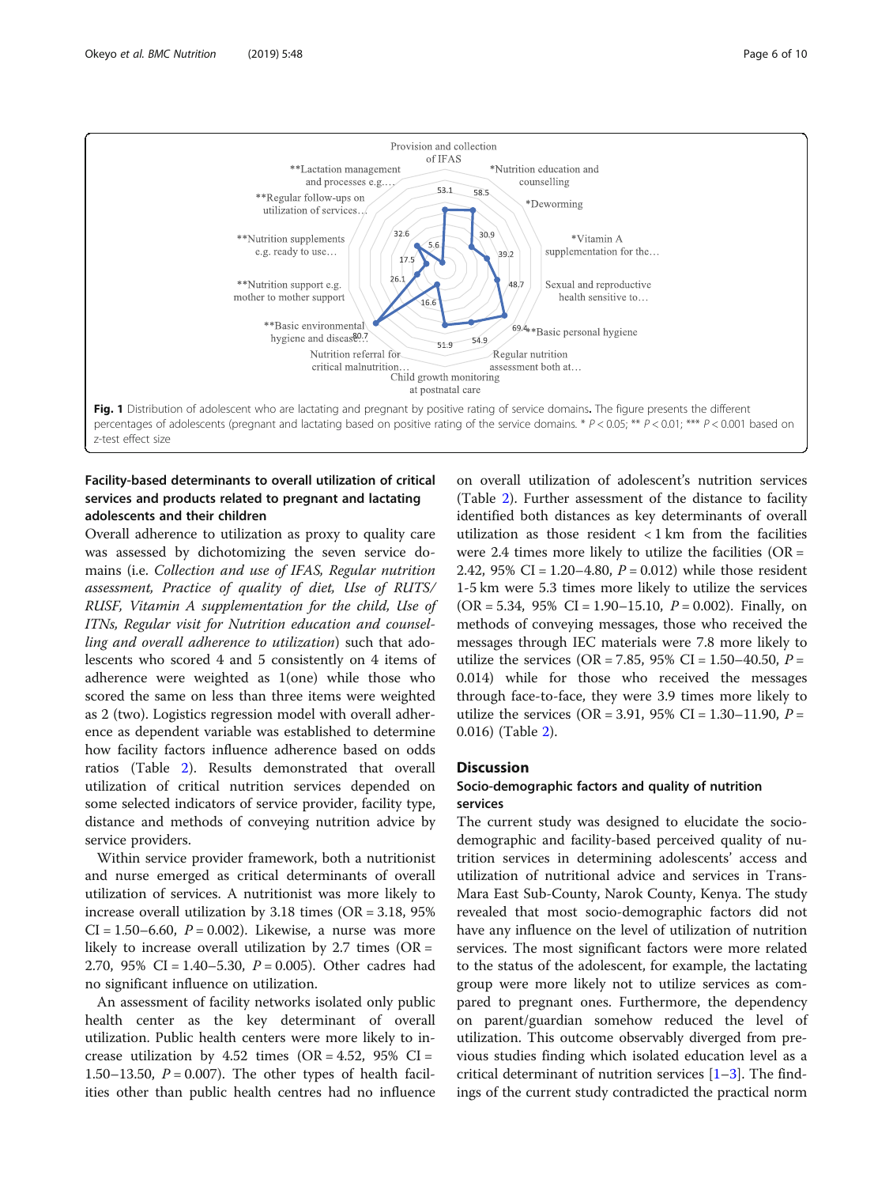Provision and collection of IFAS

*Nutrition education and counselling

*Deworming

*Vitamin A supplementation for the…

Sexual and reproductive health sensitive to…

**Basic personal hygiene

Regular nutrition assessment both at…

Child growth monitoring at postnatal care

Nutrition referral for critical malnutrition…

**Basic environmental hygiene and disease…

**Nutrition support e.g. mother to mother support

**Nutrition supplements e.g. ready to use…

**Regular follow-ups on utilization of services…

**Lactation management and processes e.g.…

53.1, 58.5, 30.9, 39.2, 48.7, 69.4, 54.9, 51.9, 16.6, 80.7, 26.1, 17.5, 32.6, 5.6

**Fig. 1** Distribution of adolescent who are lactating and pregnant by positive rating of service domains. The figure presents the different percentages of adolescents (pregnant and lactating based on positive rating of the service domains. * $P < 0.05$; ** $P < 0.01$; *** $P < 0.001$ based on z-test effect size

### Facility-based determinants to overall utilization of critical services and products related to pregnant and lactating adolescents and their children

Overall adherence to utilization as proxy to quality care was assessed by dichotomizing the seven service domains (i.e. *Collection and use of IFAS, Regular nutrition assessment, Practice of quality of diet, Use of RUTS/RUSF, Vitamin A supplementation for the child, Use of ITNs, Regular visit for Nutrition education and counselling and overall adherence to utilization*) such that adolescents who scored 4 and 5 consistently on 4 items of adherence were weighted as 1(one) while those who scored the same on less than three items were weighted as 2 (two). Logistics regression model with overall adherence as dependent variable was established to determine how facility factors influence adherence based on odds ratios (Table 2). Results demonstrated that overall utilization of critical nutrition services depended on some selected indicators of service provider, facility type, distance and methods of conveying nutrition advice by service providers.

Within service provider framework, both a nutritionist and nurse emerged as critical determinants of overall utilization of services. A nutritionist was more likely to increase overall utilization by 3.18 times (OR = 3.18, 95% CI = 1.50–6.60, $P = 0.002$). Likewise, a nurse was more likely to increase overall utilization by 2.7 times (OR = 2.70, 95% CI = 1.40–5.30, $P = 0.005$). Other cadres had no significant influence on utilization.

An assessment of facility networks isolated only public health center as the key determinant of overall utilization. Public health centers were more likely to increase utilization by 4.52 times (OR = 4.52, 95% CI = 1.50–13.50, $P = 0.007$). The other types of health facilities other than public health centres had no influence on overall utilization of adolescent's nutrition services (Table 2). Further assessment of the distance to facility identified both distances as key determinants of overall utilization as those resident < 1 km from the facilities were 2.4 times more likely to utilize the facilities (OR = 2.42, 95% CI = 1.20–4.80, $P = 0.012$) while those resident 1-5 km were 5.3 times more likely to utilize the services (OR = 5.34, 95% CI = 1.90–15.10, $P = 0.002$). Finally, on methods of conveying messages, those who received the messages through IEC materials were 7.8 more likely to utilize the services (OR = 7.85, 95% CI = 1.50–40.50, $P = 0.014$) while for those who received the messages through face-to-face, they were 3.9 times more likely to utilize the services (OR = 3.91, 95% CI = 1.30–11.90, $P = 0.016$) (Table 2).

## Discussion

### Socio-demographic factors and quality of nutrition services

The current study was designed to elucidate the socio-demographic and facility-based perceived quality of nutrition services in determining adolescents' access and utilization of nutritional advice and services in Trans-Mara East Sub-County, Narok County, Kenya. The study revealed that most socio-demographic factors did not have any influence on the level of utilization of nutrition services. The most significant factors were more related to the status of the adolescent, for example, the lactating group were more likely not to utilize services as compared to pregnant ones. Furthermore, the dependency on parent/guardian somehow reduced the level of utilization. This outcome observably diverged from previous studies finding which isolated education level as a critical determinant of nutrition services [1–3]. The findings of the current study contradicted the practical norm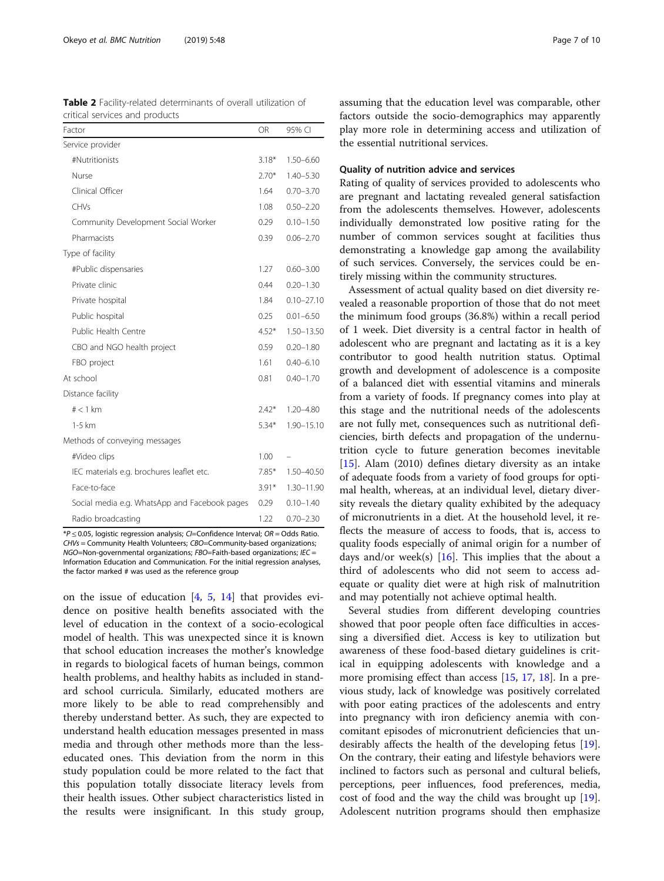**Table 2** Facility-related determinants of overall utilization of critical services and products

| Factor | OR | 95% CI |
|---|---|---|
| Service provider | | |
| #Nutritionists | 3.18* | 1.50–6.60 |
| Nurse | 2.70* | 1.40–5.30 |
| Clinical Officer | 1.64 | 0.70–3.70 |
| CHVs | 1.08 | 0.50–2.20 |
| Community Development Social Worker | 0.29 | 0.10–1.50 |
| Pharmacists | 0.39 | 0.06–2.70 |
| Type of facility | | |
| #Public dispensaries | 1.27 | 0.60–3.00 |
| Private clinic | 0.44 | 0.20–1.30 |
| Private hospital | 1.84 | 0.10–27.10 |
| Public hospital | 0.25 | 0.01–6.50 |
| Public Health Centre | 4.52* | 1.50–13.50 |
| CBO and NGO health project | 0.59 | 0.20–1.80 |
| FBO project | 1.61 | 0.40–6.10 |
| At school | 0.81 | 0.40–1.70 |
| Distance facility | | |
| # < 1 km | 2.42* | 1.20–4.80 |
| 1-5 km | 5.34* | 1.90–15.10 |
| Methods of conveying messages | | |
| #Video clips | 1.00 | – |
| IEC materials e.g. brochures leaflet etc. | 7.85* | 1.50–40.50 |
| Face-to-face | 3.91* | 1.30–11.90 |
| Social media e.g. WhatsApp and Facebook pages | 0.29 | 0.10–1.40 |
| Radio broadcasting | 1.22 | 0.70–2.30 |

*$P \leq 0.05$, logistic regression analysis; *CI*=Confidence Interval; *OR* = Odds Ratio. *CHVs* = Community Health Volunteers; *CBO*=Community-based organizations; *NGO*=Non-governmental organizations; *FBO*=Faith-based organizations; *IEC* = Information Education and Communication. For the initial regression analyses, the factor marked # was used as the reference group

on the issue of education [4, 5, 14] that provides evidence on positive health benefits associated with the level of education in the context of a socio-ecological model of health. This was unexpected since it is known that school education increases the mother's knowledge in regards to biological facets of human beings, common health problems, and healthy habits as included in standard school curricula. Similarly, educated mothers are more likely to be able to read comprehensibly and thereby understand better. As such, they are expected to understand health education messages presented in mass media and through other methods more than the less-educated ones. This deviation from the norm in this study population could be more related to the fact that this population totally dissociate literacy levels from their health issues. Other subject characteristics listed in the results were insignificant. In this study group, assuming that the education level was comparable, other factors outside the socio-demographics may apparently play more role in determining access and utilization of the essential nutritional services.

### Quality of nutrition advice and services

Rating of quality of services provided to adolescents who are pregnant and lactating revealed general satisfaction from the adolescents themselves. However, adolescents individually demonstrated low positive rating for the number of common services sought at facilities thus demonstrating a knowledge gap among the availability of such services. Conversely, the services could be entirely missing within the community structures.

Assessment of actual quality based on diet diversity revealed a reasonable proportion of those that do not meet the minimum food groups (36.8%) within a recall period of 1 week. Diet diversity is a central factor in health of adolescent who are pregnant and lactating as it is a key contributor to good health nutrition status. Optimal growth and development of adolescence is a composite of a balanced diet with essential vitamins and minerals from a variety of foods. If pregnancy comes into play at this stage and the nutritional needs of the adolescents are not fully met, consequences such as nutritional deficiencies, birth defects and propagation of the undernutrition cycle to future generation becomes inevitable [15]. Alam (2010) defines dietary diversity as an intake of adequate foods from a variety of food groups for optimal health, whereas, at an individual level, dietary diversity reveals the dietary quality exhibited by the adequacy of micronutrients in a diet. At the household level, it reflects the measure of access to foods, that is, access to quality foods especially of animal origin for a number of days and/or week(s) [16]. This implies that the about a third of adolescents who did not seem to access adequate or quality diet were at high risk of malnutrition and may potentially not achieve optimal health.

Several studies from different developing countries showed that poor people often face difficulties in accessing a diversified diet. Access is key to utilization but awareness of these food-based dietary guidelines is critical in equipping adolescents with knowledge and a more promising effect than access [15, 17, 18]. In a previous study, lack of knowledge was positively correlated with poor eating practices of the adolescents and entry into pregnancy with iron deficiency anemia with concomitant episodes of micronutrient deficiencies that undesirably affects the health of the developing fetus [19]. On the contrary, their eating and lifestyle behaviors were inclined to factors such as personal and cultural beliefs, perceptions, peer influences, food preferences, media, cost of food and the way the child was brought up [19]. Adolescent nutrition programs should then emphasize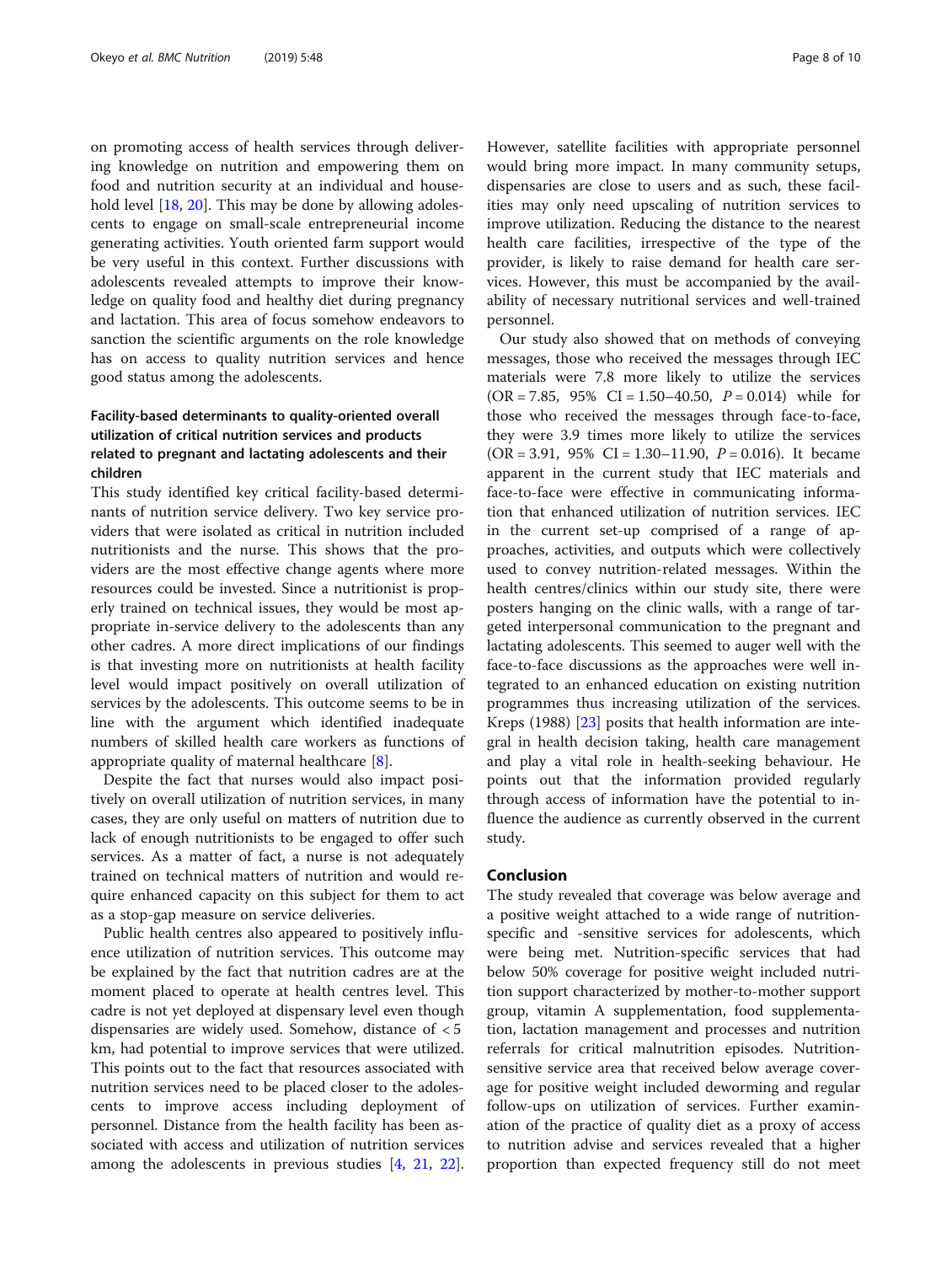on promoting access of health services through delivering knowledge on nutrition and empowering them on food and nutrition security at an individual and household level [18, 20]. This may be done by allowing adolescents to engage on small-scale entrepreneurial income generating activities. Youth oriented farm support would be very useful in this context. Further discussions with adolescents revealed attempts to improve their knowledge on quality food and healthy diet during pregnancy and lactation. This area of focus somehow endeavors to sanction the scientific arguments on the role knowledge has on access to quality nutrition services and hence good status among the adolescents.

### Facility-based determinants to quality-oriented overall utilization of critical nutrition services and products related to pregnant and lactating adolescents and their children

This study identified key critical facility-based determinants of nutrition service delivery. Two key service providers that were isolated as critical in nutrition included nutritionists and the nurse. This shows that the providers are the most effective change agents where more resources could be invested. Since a nutritionist is properly trained on technical issues, they would be most appropriate in-service delivery to the adolescents than any other cadres. A more direct implications of our findings is that investing more on nutritionists at health facility level would impact positively on overall utilization of services by the adolescents. This outcome seems to be in line with the argument which identified inadequate numbers of skilled health care workers as functions of appropriate quality of maternal healthcare [8].

Despite the fact that nurses would also impact positively on overall utilization of nutrition services, in many cases, they are only useful on matters of nutrition due to lack of enough nutritionists to be engaged to offer such services. As a matter of fact, a nurse is not adequately trained on technical matters of nutrition and would require enhanced capacity on this subject for them to act as a stop-gap measure on service deliveries.

Public health centres also appeared to positively influence utilization of nutrition services. This outcome may be explained by the fact that nutrition cadres are at the moment placed to operate at health centres level. This cadre is not yet deployed at dispensary level even though dispensaries are widely used. Somehow, distance of < 5 km, had potential to improve services that were utilized. This points out to the fact that resources associated with nutrition services need to be placed closer to the adolescents to improve access including deployment of personnel. Distance from the health facility has been associated with access and utilization of nutrition services among the adolescents in previous studies [4, 21, 22]. However, satellite facilities with appropriate personnel would bring more impact. In many community setups, dispensaries are close to users and as such, these facilities may only need upscaling of nutrition services to improve utilization. Reducing the distance to the nearest health care facilities, irrespective of the type of the provider, is likely to raise demand for health care services. However, this must be accompanied by the availability of necessary nutritional services and well-trained personnel.

Our study also showed that on methods of conveying messages, those who received the messages through IEC materials were 7.8 more likely to utilize the services (OR = 7.85, 95% CI = 1.50–40.50, $P = 0.014$) while for those who received the messages through face-to-face, they were 3.9 times more likely to utilize the services (OR = 3.91, 95% CI = 1.30–11.90, $P = 0.016$). It became apparent in the current study that IEC materials and face-to-face were effective in communicating information that enhanced utilization of nutrition services. IEC in the current set-up comprised of a range of approaches, activities, and outputs which were collectively used to convey nutrition-related messages. Within the health centres/clinics within our study site, there were posters hanging on the clinic walls, with a range of targeted interpersonal communication to the pregnant and lactating adolescents. This seemed to auger well with the face-to-face discussions as the approaches were well integrated to an enhanced education on existing nutrition programmes thus increasing utilization of the services. Kreps (1988) [23] posits that health information are integral in health decision taking, health care management and play a vital role in health-seeking behaviour. He points out that the information provided regularly through access of information have the potential to influence the audience as currently observed in the current study.

## Conclusion

The study revealed that coverage was below average and a positive weight attached to a wide range of nutrition-specific and -sensitive services for adolescents, which were being met. Nutrition-specific services that had below 50% coverage for positive weight included nutrition support characterized by mother-to-mother support group, vitamin A supplementation, food supplementation, lactation management and processes and nutrition referrals for critical malnutrition episodes. Nutrition-sensitive service area that received below average coverage for positive weight included deworming and regular follow-ups on utilization of services. Further examination of the practice of quality diet as a proxy of access to nutrition advise and services revealed that a higher proportion than expected frequency still do not meet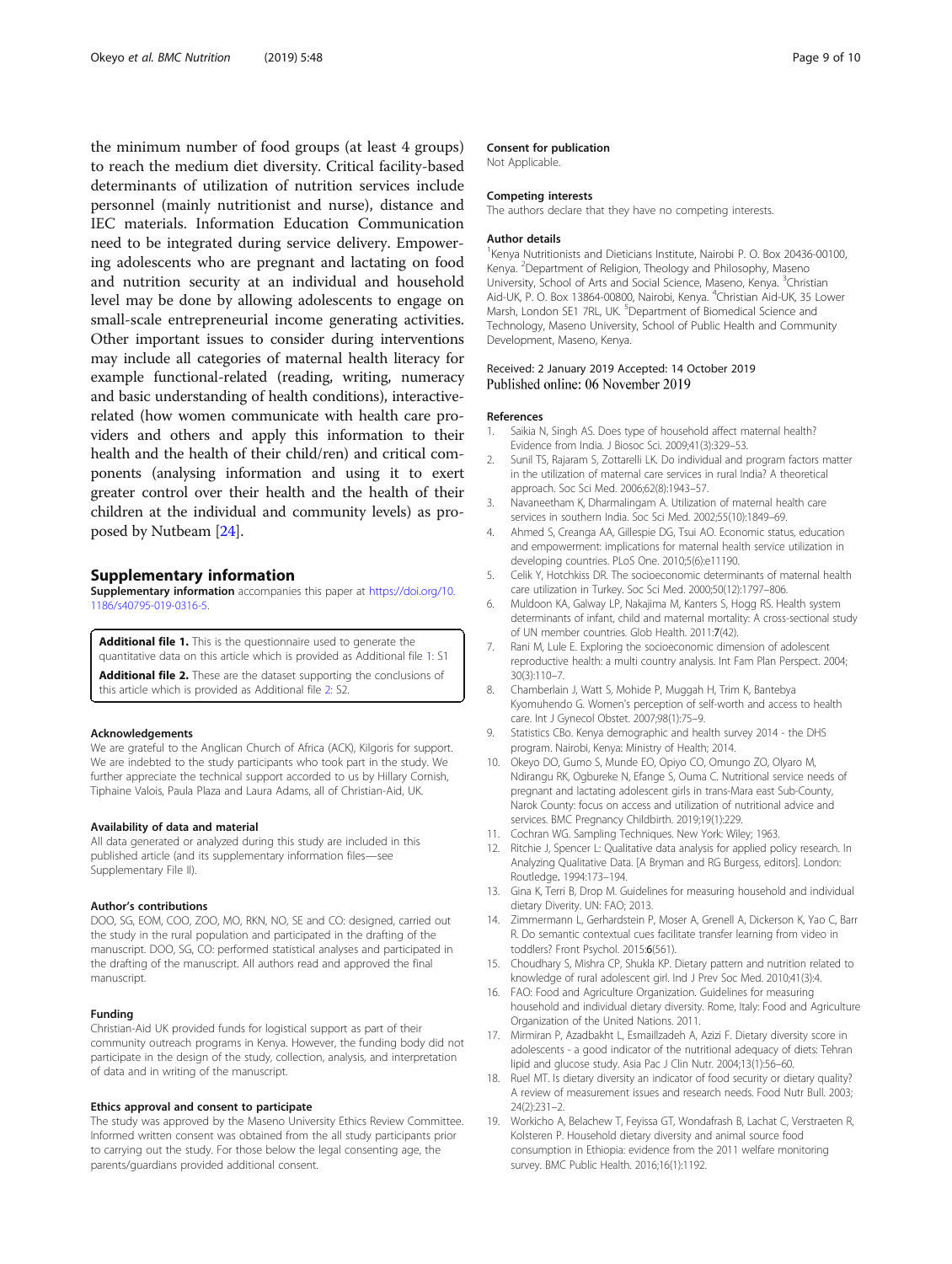the minimum number of food groups (at least 4 groups) to reach the medium diet diversity. Critical facility-based determinants of utilization of nutrition services include personnel (mainly nutritionist and nurse), distance and IEC materials. Information Education Communication need to be integrated during service delivery. Empowering adolescents who are pregnant and lactating on food and nutrition security at an individual and household level may be done by allowing adolescents to engage on small-scale entrepreneurial income generating activities. Other important issues to consider during interventions may include all categories of maternal health literacy for example functional-related (reading, writing, numeracy and basic understanding of health conditions), interactive-related (how women communicate with health care providers and others and apply this information to their health and the health of their child/ren) and critical components (analysing information and using it to exert greater control over their health and the health of their children at the individual and community levels) as proposed by Nutbeam [24].

## Supplementary information

**Supplementary information** accompanies this paper at https://doi.org/10.1186/s40795-019-0316-5.

**Additional file 1.** This is the questionnaire used to generate the quantitative data on this article which is provided as Additional file 1: S1

**Additional file 2.** These are the dataset supporting the conclusions of this article which is provided as Additional file 2: S2.

#### Acknowledgements

We are grateful to the Anglican Church of Africa (ACK), Kilgoris for support. We are indebted to the study participants who took part in the study. We further appreciate the technical support accorded to us by Hillary Cornish, Tiphaine Valois, Paula Plaza and Laura Adams, all of Christian-Aid, UK.

#### Availability of data and material

All data generated or analyzed during this study are included in this published article (and its supplementary information files—see Supplementary File II).

#### Author's contributions

DOO, SG, EOM, COO, ZOO, MO, RKN, NO, SE and CO: designed, carried out the study in the rural population and participated in the drafting of the manuscript. DOO, SG, CO: performed statistical analyses and participated in the drafting of the manuscript. All authors read and approved the final manuscript.

#### Funding

Christian-Aid UK provided funds for logistical support as part of their community outreach programs in Kenya. However, the funding body did not participate in the design of the study, collection, analysis, and interpretation of data and in writing of the manuscript.

#### Ethics approval and consent to participate

The study was approved by the Maseno University Ethics Review Committee. Informed written consent was obtained from the all study participants prior to carrying out the study. For those below the legal consenting age, the parents/guardians provided additional consent.

#### Consent for publication

Not Applicable.

#### Competing interests

The authors declare that they have no competing interests.

#### Author details

[1]Kenya Nutritionists and Dieticians Institute, Nairobi P. O. Box 20436-00100, Kenya. [2]Department of Religion, Theology and Philosophy, Maseno University, School of Arts and Social Science, Maseno, Kenya. [3]Christian Aid-UK, P. O. Box 13864-00800, Nairobi, Kenya. [4]Christian Aid-UK, 35 Lower Marsh, London SE1 7RL, UK. [5]Department of Biomedical Science and Technology, Maseno University, School of Public Health and Community Development, Maseno, Kenya.

Received: 2 January 2019 Accepted: 14 October 2019
Published online: 06 November 2019

#### References

1. Saikia N, Singh AS. Does type of household affect maternal health? Evidence from India. J Biosoc Sci. 2009;41(3):329–53.
2. Sunil TS, Rajaram S, Zottarelli LK. Do individual and program factors matter in the utilization of maternal care services in rural India? A theoretical approach. Soc Sci Med. 2006;62(8):1943–57.
3. Navaneetham K, Dharmalingam A. Utilization of maternal health care services in southern India. Soc Sci Med. 2002;55(10):1849–69.
4. Ahmed S, Creanga AA, Gillespie DG, Tsui AO. Economic status, education and empowerment: implications for maternal health service utilization in developing countries. PLoS One. 2010;5(6):e11190.
5. Celik Y, Hotchkiss DR. The socioeconomic determinants of maternal health care utilization in Turkey. Soc Sci Med. 2000;50(12):1797–806.
6. Muldoon KA, Galway LP, Nakajima M, Kanters S, Hogg RS. Health system determinants of infant, child and maternal mortality: A cross-sectional study of UN member countries. Glob Health. 2011:7(42).
7. Rani M, Lule E. Exploring the socioeconomic dimension of adolescent reproductive health: a multi country analysis. Int Fam Plan Perspect. 2004;30(3):110–7.
8. Chamberlain J, Watt S, Mohide P, Muggah H, Trim K, Bantebya Kyomuhendo G. Women's perception of self-worth and access to health care. Int J Gynecol Obstet. 2007;98(1):75–9.
9. Statistics CBo. Kenya demographic and health survey 2014 - the DHS program. Nairobi, Kenya: Ministry of Health; 2014.
10. Okeyo DO, Gumo S, Munde EO, Opiyo CO, Omungo ZO, Olyaro M, Ndirangu RK, Ogbureke N, Efange S, Ouma C. Nutritional service needs of pregnant and lactating adolescent girls in trans-Mara east Sub-County, Narok County: focus on access and utilization of nutritional advice and services. BMC Pregnancy Childbirth. 2019;19(1):229.
11. Cochran WG. Sampling Techniques. New York: Wiley; 1963.
12. Ritchie J, Spencer L: Qualitative data analysis for applied policy research. In Analyzing Qualitative Data. [A Bryman and RG Burgess, editors]. London: Routledge. 1994:173–194.
13. Gina K, Terri B, Drop M. Guidelines for measuring household and individual dietary Diverity. UN: FAO; 2013.
14. Zimmermann L, Gerhardstein P, Moser A, Grenell A, Dickerson K, Yao C, Barr R. Do semantic contextual cues facilitate transfer learning from video in toddlers? Front Psychol. 2015:6(561).
15. Choudhary S, Mishra CP, Shukla KP. Dietary pattern and nutrition related to knowledge of rural adolescent girl. Ind J Prev Soc Med. 2010;41(3):4.
16. FAO: Food and Agriculture Organization. Guidelines for measuring household and individual dietary diversity. Rome, Italy: Food and Agriculture Organization of the United Nations. 2011.
17. Mirmiran P, Azadbakht L, Esmaillzadeh A, Azizi F. Dietary diversity score in adolescents - a good indicator of the nutritional adequacy of diets: Tehran lipid and glucose study. Asia Pac J Clin Nutr. 2004;13(1):56–60.
18. Ruel MT. Is dietary diversity an indicator of food security or dietary quality? A review of measurement issues and research needs. Food Nutr Bull. 2003;24(2):231–2.
19. Workicho A, Belachew T, Feyissa GT, Wondafrash B, Lachat C, Verstraeten R, Kolsteren P. Household dietary diversity and animal source food consumption in Ethiopia: evidence from the 2011 welfare monitoring survey. BMC Public Health. 2016;16(1):1192.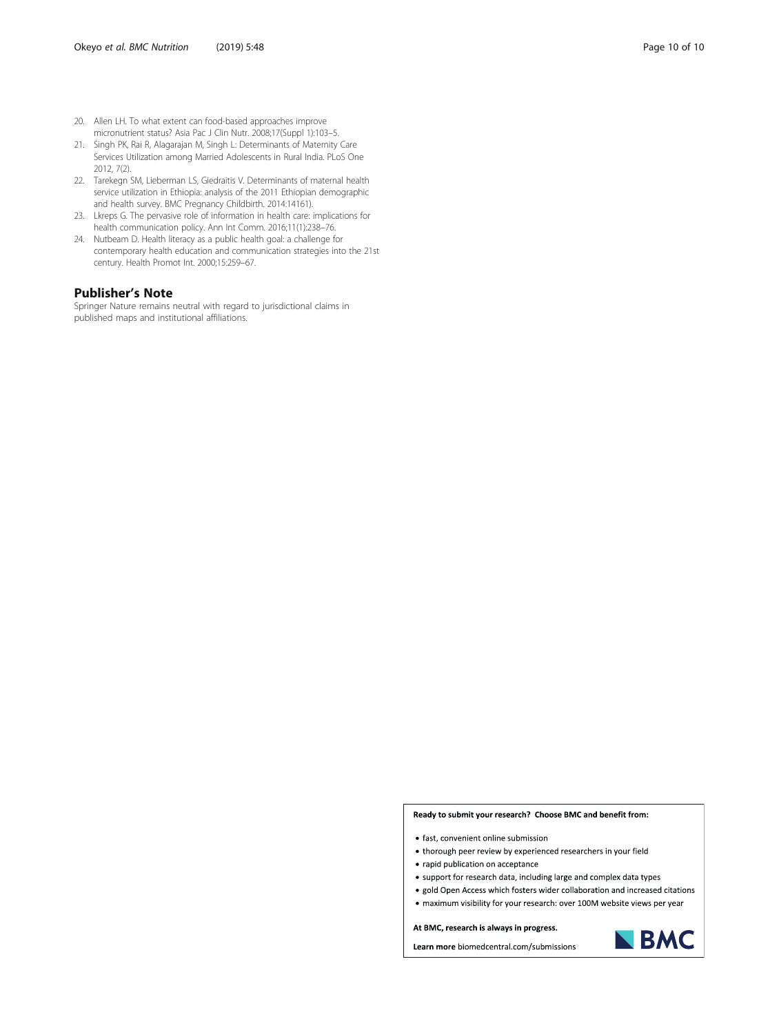20. Allen LH. To what extent can food-based approaches improve micronutrient status? Asia Pac J Clin Nutr. 2008;17(Suppl 1):103–5.
21. Singh PK, Rai R, Alagarajan M, Singh L: Determinants of Maternity Care Services Utilization among Married Adolescents in Rural India. PLoS One 2012, 7(2).
22. Tarekegn SM, Lieberman LS, Giedraitis V. Determinants of maternal health service utilization in Ethiopia: analysis of the 2011 Ethiopian demographic and health survey. BMC Pregnancy Childbirth. 2014:14161).
23. Lkreps G. The pervasive role of information in health care: implications for health communication policy. Ann Int Comm. 2016;11(1):238–76.
24. Nutbeam D. Health literacy as a public health goal: a challenge for contemporary health education and communication strategies into the 21st century. Health Promot Int. 2000;15:259–67.

## Publisher's Note

Springer Nature remains neutral with regard to jurisdictional claims in published maps and institutional affiliations.

**Ready to submit your research? Choose BMC and benefit from:**

- fast, convenient online submission
- thorough peer review by experienced researchers in your field
- rapid publication on acceptance
- support for research data, including large and complex data types
- gold Open Access which fosters wider collaboration and increased citations
- maximum visibility for your research: over 100M website views per year

**At BMC, research is always in progress.**

**Learn more** biomedcentral.com/submissions

BMC